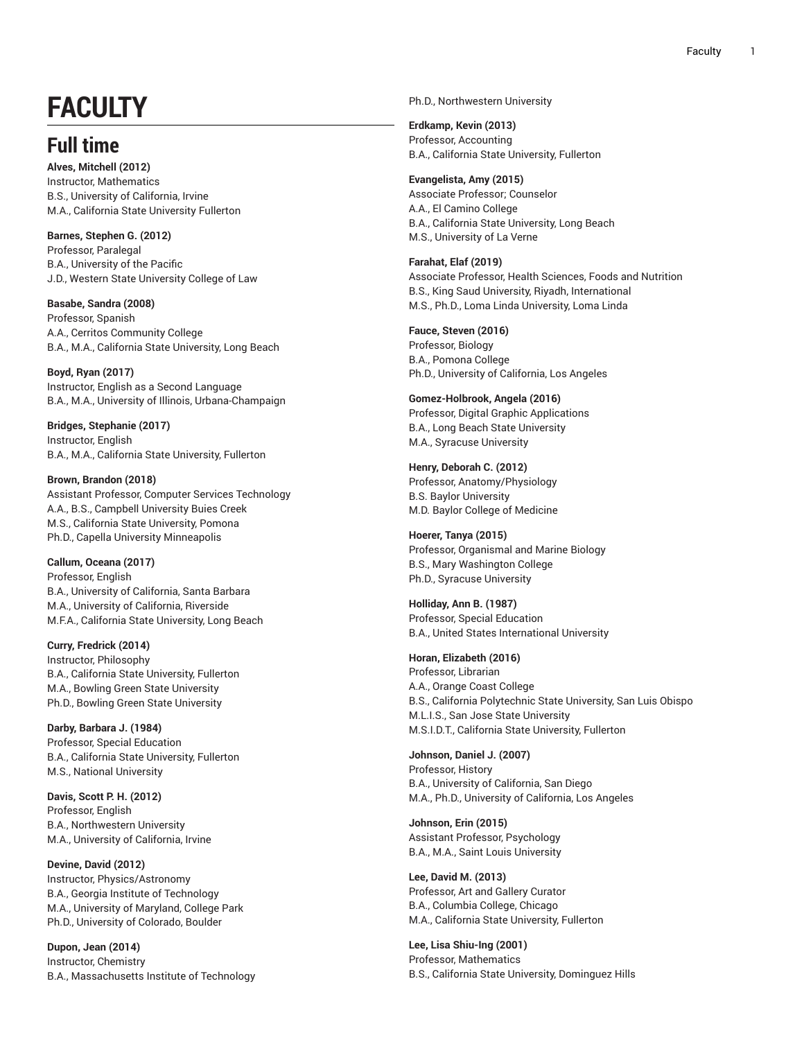# FACULTY

## Full time

**Alves, Mitchell (2012)**
Instructor, Mathematics
B.S., University of California, Irvine
M.A., California State University Fullerton

**Barnes, Stephen G. (2012)**
Professor, Paralegal
B.A., University of the Pacific
J.D., Western State University College of Law

**Basabe, Sandra (2008)**
Professor, Spanish
A.A., Cerritos Community College
B.A., M.A., California State University, Long Beach

**Boyd, Ryan (2017)**
Instructor, English as a Second Language
B.A., M.A., University of Illinois, Urbana-Champaign

**Bridges, Stephanie (2017)**
Instructor, English
B.A., M.A., California State University, Fullerton

**Brown, Brandon (2018)**
Assistant Professor, Computer Services Technology
A.A., B.S., Campbell University Buies Creek
M.S., California State University, Pomona
Ph.D., Capella University Minneapolis

**Callum, Oceana (2017)**
Professor, English
B.A., University of California, Santa Barbara
M.A., University of California, Riverside
M.F.A., California State University, Long Beach

**Curry, Fredrick (2014)**
Instructor, Philosophy
B.A., California State University, Fullerton
M.A., Bowling Green State University
Ph.D., Bowling Green State University

**Darby, Barbara J. (1984)**
Professor, Special Education
B.A., California State University, Fullerton
M.S., National University

**Davis, Scott P. H. (2012)**
Professor, English
B.A., Northwestern University
M.A., University of California, Irvine

**Devine, David (2012)**
Instructor, Physics/Astronomy
B.A., Georgia Institute of Technology
M.A., University of Maryland, College Park
Ph.D., University of Colorado, Boulder

**Dupon, Jean (2014)**
Instructor, Chemistry
B.A., Massachusetts Institute of Technology
Ph.D., Northwestern University

**Erdkamp, Kevin (2013)**
Professor, Accounting
B.A., California State University, Fullerton

**Evangelista, Amy (2015)**
Associate Professor; Counselor
A.A., El Camino College
B.A., California State University, Long Beach
M.S., University of La Verne

**Farahat, Elaf (2019)**
Associate Professor, Health Sciences, Foods and Nutrition
B.S., King Saud University, Riyadh, International
M.S., Ph.D., Loma Linda University, Loma Linda

**Fauce, Steven (2016)**
Professor, Biology
B.A., Pomona College
Ph.D., University of California, Los Angeles

**Gomez-Holbrook, Angela (2016)**
Professor, Digital Graphic Applications
B.A., Long Beach State University
M.A., Syracuse University

**Henry, Deborah C. (2012)**
Professor, Anatomy/Physiology
B.S. Baylor University
M.D. Baylor College of Medicine

**Hoerer, Tanya (2015)**
Professor, Organismal and Marine Biology
B.S., Mary Washington College
Ph.D., Syracuse University

**Holliday, Ann B. (1987)**
Professor, Special Education
B.A., United States International University

**Horan, Elizabeth (2016)**
Professor, Librarian
A.A., Orange Coast College
B.S., California Polytechnic State University, San Luis Obispo
M.L.I.S., San Jose State University
M.S.I.D.T., California State University, Fullerton

**Johnson, Daniel J. (2007)**
Professor, History
B.A., University of California, San Diego
M.A., Ph.D., University of California, Los Angeles

**Johnson, Erin (2015)**
Assistant Professor, Psychology
B.A., M.A., Saint Louis University

**Lee, David M. (2013)**
Professor, Art and Gallery Curator
B.A., Columbia College, Chicago
M.A., California State University, Fullerton

**Lee, Lisa Shiu-Ing (2001)**
Professor, Mathematics
B.S., California State University, Dominguez Hills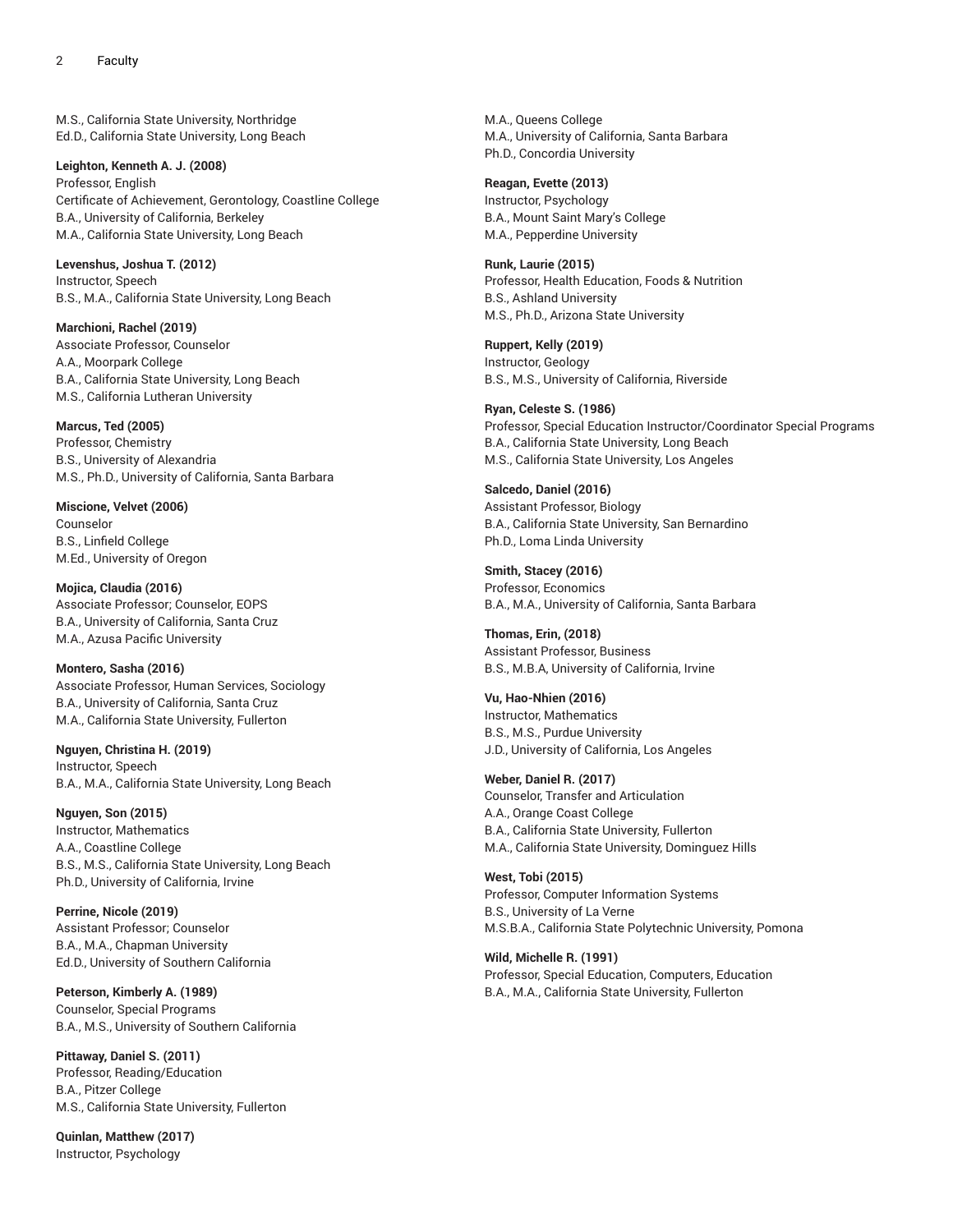M.S., California State University, Northridge
Ed.D., California State University, Long Beach

**Leighton, Kenneth A. J. (2008)**
Professor, English
Certificate of Achievement, Gerontology, Coastline College
B.A., University of California, Berkeley
M.A., California State University, Long Beach

**Levenshus, Joshua T. (2012)**
Instructor, Speech
B.S., M.A., California State University, Long Beach

**Marchioni, Rachel (2019)**
Associate Professor, Counselor
A.A., Moorpark College
B.A., California State University, Long Beach
M.S., California Lutheran University

**Marcus, Ted (2005)**
Professor, Chemistry
B.S., University of Alexandria
M.S., Ph.D., University of California, Santa Barbara

**Miscione, Velvet (2006)**
Counselor
B.S., Linfield College
M.Ed., University of Oregon

**Mojica, Claudia (2016)**
Associate Professor; Counselor, EOPS
B.A., University of California, Santa Cruz
M.A., Azusa Pacific University

**Montero, Sasha (2016)**
Associate Professor, Human Services, Sociology
B.A., University of California, Santa Cruz
M.A., California State University, Fullerton

**Nguyen, Christina H. (2019)**
Instructor, Speech
B.A., M.A., California State University, Long Beach

**Nguyen, Son (2015)**
Instructor, Mathematics
A.A., Coastline College
B.S., M.S., California State University, Long Beach
Ph.D., University of California, Irvine

**Perrine, Nicole (2019)**
Assistant Professor; Counselor
B.A., M.A., Chapman University
Ed.D., University of Southern California

**Peterson, Kimberly A. (1989)**
Counselor, Special Programs
B.A., M.S., University of Southern California

**Pittaway, Daniel S. (2011)**
Professor, Reading/Education
B.A., Pitzer College
M.S., California State University, Fullerton

**Quinlan, Matthew (2017)**
Instructor, Psychology
M.A., Queens College
M.A., University of California, Santa Barbara
Ph.D., Concordia University

**Reagan, Evette (2013)**
Instructor, Psychology
B.A., Mount Saint Mary's College
M.A., Pepperdine University

**Runk, Laurie (2015)**
Professor, Health Education, Foods & Nutrition
B.S., Ashland University
M.S., Ph.D., Arizona State University

**Ruppert, Kelly (2019)**
Instructor, Geology
B.S., M.S., University of California, Riverside

**Ryan, Celeste S. (1986)**
Professor, Special Education Instructor/Coordinator Special Programs
B.A., California State University, Long Beach
M.S., California State University, Los Angeles

**Salcedo, Daniel (2016)**
Assistant Professor, Biology
B.A., California State University, San Bernardino
Ph.D., Loma Linda University

**Smith, Stacey (2016)**
Professor, Economics
B.A., M.A., University of California, Santa Barbara

**Thomas, Erin, (2018)**
Assistant Professor, Business
B.S., M.B.A, University of California, Irvine

**Vu, Hao-Nhien (2016)**
Instructor, Mathematics
B.S., M.S., Purdue University
J.D., University of California, Los Angeles

**Weber, Daniel R. (2017)**
Counselor, Transfer and Articulation
A.A., Orange Coast College
B.A., California State University, Fullerton
M.A., California State University, Dominguez Hills

**West, Tobi (2015)**
Professor, Computer Information Systems
B.S., University of La Verne
M.S.B.A., California State Polytechnic University, Pomona

**Wild, Michelle R. (1991)**
Professor, Special Education, Computers, Education
B.A., M.A., California State University, Fullerton